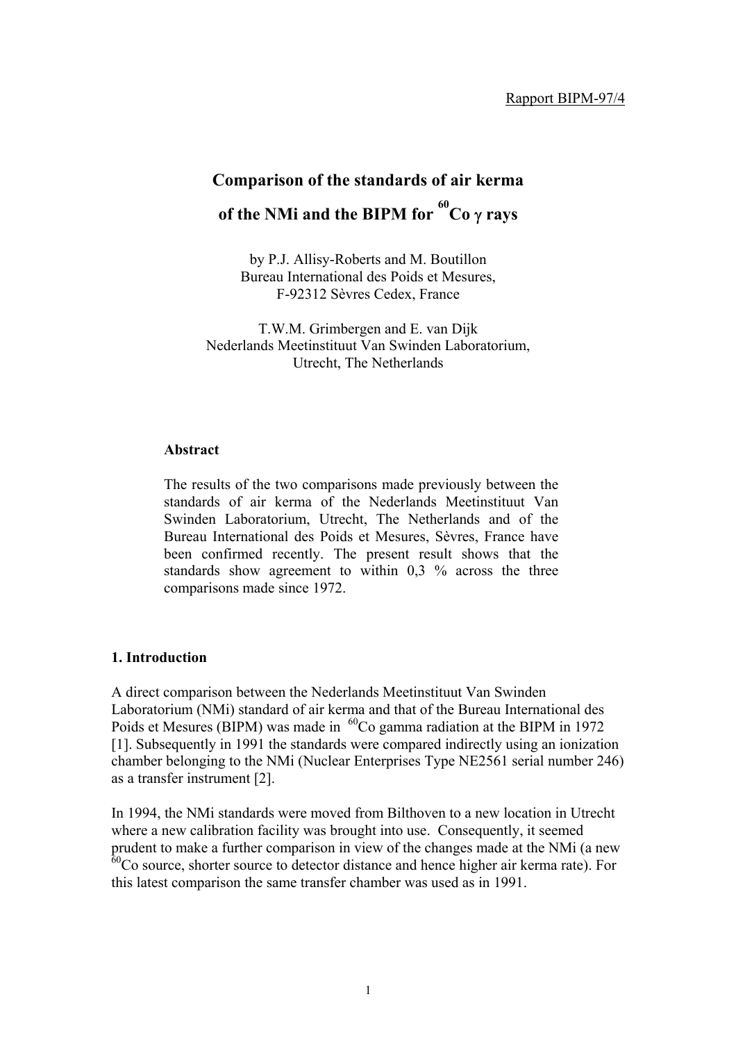Rapport BIPM-97/4

# Comparison of the standards of air kerma of the NMi and the BIPM for $^{60}$Co $\gamma$ rays

by P.J. Allisy-Roberts and M. Boutillon
Bureau International des Poids et Mesures,
F-92312 Sèvres Cedex, France

T.W.M. Grimbergen and E. van Dijk
Nederlands Meetinstituut Van Swinden Laboratorium,
Utrecht, The Netherlands

**Abstract**

The results of the two comparisons made previously between the standards of air kerma of the Nederlands Meetinstituut Van Swinden Laboratorium, Utrecht, The Netherlands and of the Bureau International des Poids et Mesures, Sèvres, France have been confirmed recently. The present result shows that the standards show agreement to within 0,3 % across the three comparisons made since 1972.

## 1. Introduction

A direct comparison between the Nederlands Meetinstituut Van Swinden Laboratorium (NMi) standard of air kerma and that of the Bureau International des Poids et Mesures (BIPM) was made in $^{60}$Co gamma radiation at the BIPM in 1972 [1]. Subsequently in 1991 the standards were compared indirectly using an ionization chamber belonging to the NMi (Nuclear Enterprises Type NE2561 serial number 246) as a transfer instrument [2].

In 1994, the NMi standards were moved from Bilthoven to a new location in Utrecht where a new calibration facility was brought into use. Consequently, it seemed prudent to make a further comparison in view of the changes made at the NMi (a new $^{60}$Co source, shorter source to detector distance and hence higher air kerma rate). For this latest comparison the same transfer chamber was used as in 1991.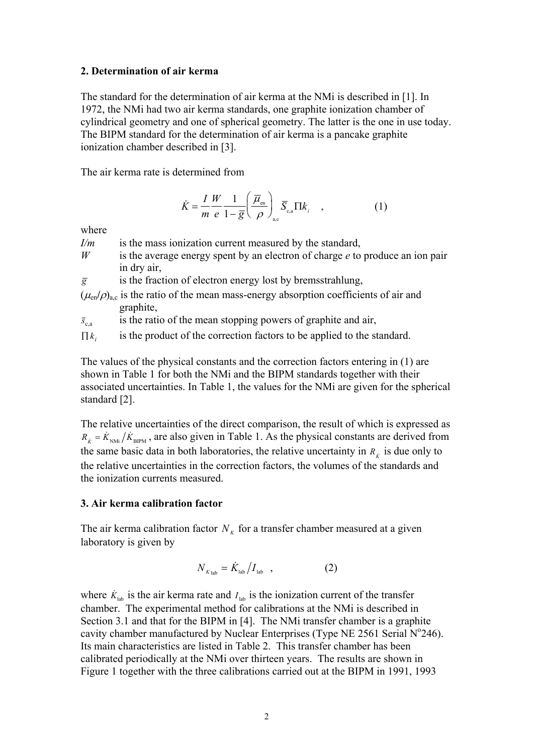## 2. Determination of air kerma

The standard for the determination of air kerma at the NMi is described in [1]. In 1972, the NMi had two air kerma standards, one graphite ionization chamber of cylindrical geometry and one of spherical geometry. The latter is the one in use today. The BIPM standard for the determination of air kerma is a pancake graphite ionization chamber described in [3].

The air kerma rate is determined from

$$\dot{K} = \frac{I}{m}\frac{W}{e}\frac{1}{1-\bar{g}}\left(\frac{\bar{\mu}_{\mathrm{en}}}{\rho}\right)_{\mathrm{a,c}} \bar{S}_{\mathrm{c,a}} \Pi k_i \quad , \qquad (1)$$

where

$I/m$ is the mass ionization current measured by the standard,

$W$ is the average energy spent by an electron of charge $e$ to produce an ion pair in dry air,

$\bar{g}$ is the fraction of electron energy lost by bremsstrahlung,

$(\mu_{\mathrm{en}}/\rho)_{\mathrm{a,c}}$ is the ratio of the mean mass-energy absorption coefficients of air and graphite,

$\bar{s}_{\mathrm{c,a}}$ is the ratio of the mean stopping powers of graphite and air,

$\prod k_i$ is the product of the correction factors to be applied to the standard.

The values of the physical constants and the correction factors entering in (1) are shown in Table 1 for both the NMi and the BIPM standards together with their associated uncertainties. In Table 1, the values for the NMi are given for the spherical standard [2].

The relative uncertainties of the direct comparison, the result of which is expressed as $R_K = \dot{K}_{\mathrm{NMi}} / \dot{K}_{\mathrm{BIPM}}$, are also given in Table 1. As the physical constants are derived from the same basic data in both laboratories, the relative uncertainty in $R_K$ is due only to the relative uncertainties in the correction factors, the volumes of the standards and the ionization currents measured.

## 3. Air kerma calibration factor

The air kerma calibration factor $N_K$ for a transfer chamber measured at a given laboratory is given by

$$N_{K\,\mathrm{lab}} = \dot{K}_{\mathrm{lab}} / I_{\mathrm{lab}} \quad , \qquad (2)$$

where $\dot{K}_{\mathrm{lab}}$ is the air kerma rate and $I_{\mathrm{lab}}$ is the ionization current of the transfer chamber. The experimental method for calibrations at the NMi is described in Section 3.1 and that for the BIPM in [4]. The NMi transfer chamber is a graphite cavity chamber manufactured by Nuclear Enterprises (Type NE 2561 Serial N°246). Its main characteristics are listed in Table 2. This transfer chamber has been calibrated periodically at the NMi over thirteen years. The results are shown in Figure 1 together with the three calibrations carried out at the BIPM in 1991, 1993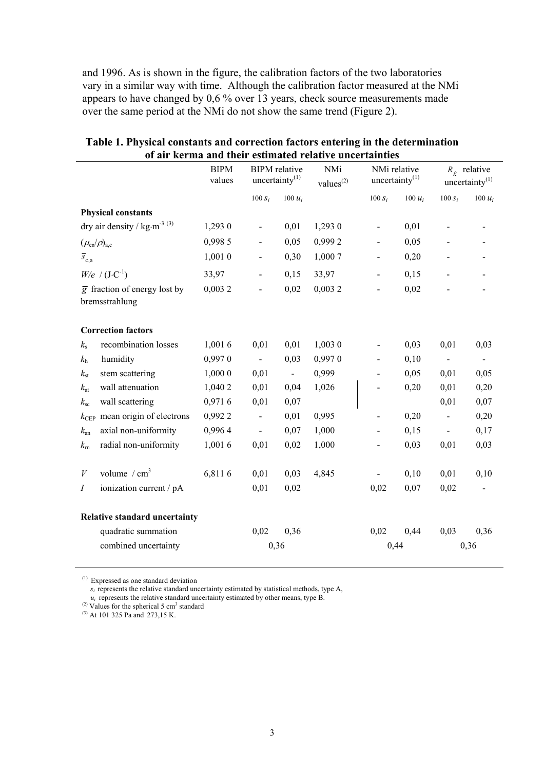and 1996. As is shown in the figure, the calibration factors of the two laboratories vary in a similar way with time. Although the calibration factor measured at the NMi appears to have changed by 0,6 % over 13 years, check source measurements made over the same period at the NMi do not show the same trend (Figure 2).

**Table 1. Physical constants and correction factors entering in the determination of air kerma and their estimated relative uncertainties**

| | | BIPM values | BIPM relative uncertainty[(1)] | | NMi values[(2)] | NMi relative uncertainty[(1)] | | $R_{\dot{K}}$ relative uncertainty[(1)] | |
|---|---|---|---|---|---|---|---|---|---|
| | | | $100\, s_i$ | $100\, u_i$ | | $100\, s_i$ | $100\, u_i$ | $100\, s_i$ | $100\, u_i$ |
| **Physical constants** | | | | | | | | | |
| dry air density / kg·m$^{-3}$ [(3)] | | 1,293 0 | - | 0,01 | 1,293 0 | - | 0,01 | - | - |
| $(\mu_{en}/\rho)_{a,c}$ | | 0,998 5 | - | 0,05 | 0,999 2 | - | 0,05 | - | - |
| $\bar{s}_{c,a}$ | | 1,001 0 | - | 0,30 | 1,000 7 | - | 0,20 | - | - |
| $W/e$ / (J·C$^{-1}$) | | 33,97 | - | 0,15 | 33,97 | - | 0,15 | - | - |
| $\bar{g}$ fraction of energy lost by bremsstrahlung | | 0,003 2 | - | 0,02 | 0,003 2 | - | 0,02 | - | - |
| **Correction factors** | | | | | | | | | |
| $k_s$ | recombination losses | 1,001 6 | 0,01 | 0,01 | 1,003 0 | - | 0,03 | 0,01 | 0,03 |
| $k_h$ | humidity | 0,997 0 | - | 0,03 | 0,997 0 | - | 0,10 | - | - |
| $k_{st}$ | stem scattering | 1,000 0 | 0,01 | - | 0,999 | - | 0,05 | 0,01 | 0,05 |
| $k_{at}$ | wall attenuation | 1,040 2 | 0,01 | 0,04 | 1,026 | - | 0,20 | 0,01 | 0,20 |
| $k_{sc}$ | wall scattering | 0,971 6 | 0,01 | 0,07 | | | | 0,01 | 0,07 |
| $k_{CEP}$ | mean origin of electrons | 0,992 2 | - | 0,01 | 0,995 | - | 0,20 | - | 0,20 |
| $k_{an}$ | axial non-uniformity | 0,996 4 | - | 0,07 | 1,000 | - | 0,15 | - | 0,17 |
| $k_{rn}$ | radial non-uniformity | 1,001 6 | 0,01 | 0,02 | 1,000 | - | 0,03 | 0,01 | 0,03 |
| $V$ | volume / cm$^3$ | 6,811 6 | 0,01 | 0,03 | 4,845 | - | 0,10 | 0,01 | 0,10 |
| $I$ | ionization current / pA | | 0,01 | 0,02 | | 0,02 | 0,07 | 0,02 | - |
| **Relative standard uncertainty** | | | | | | | | | |
| | quadratic summation | | 0,02 | 0,36 | | 0,02 | 0,44 | 0,03 | 0,36 |
| | combined uncertainty | | 0,36 | | | 0,44 | | 0,36 | |

(1) Expressed as one standard deviation
$s_i$ represents the relative standard uncertainty estimated by statistical methods, type A,
$u_i$ represents the relative standard uncertainty estimated by other means, type B.
(2) Values for the spherical 5 cm$^3$ standard
(3) At 101 325 Pa and 273,15 K.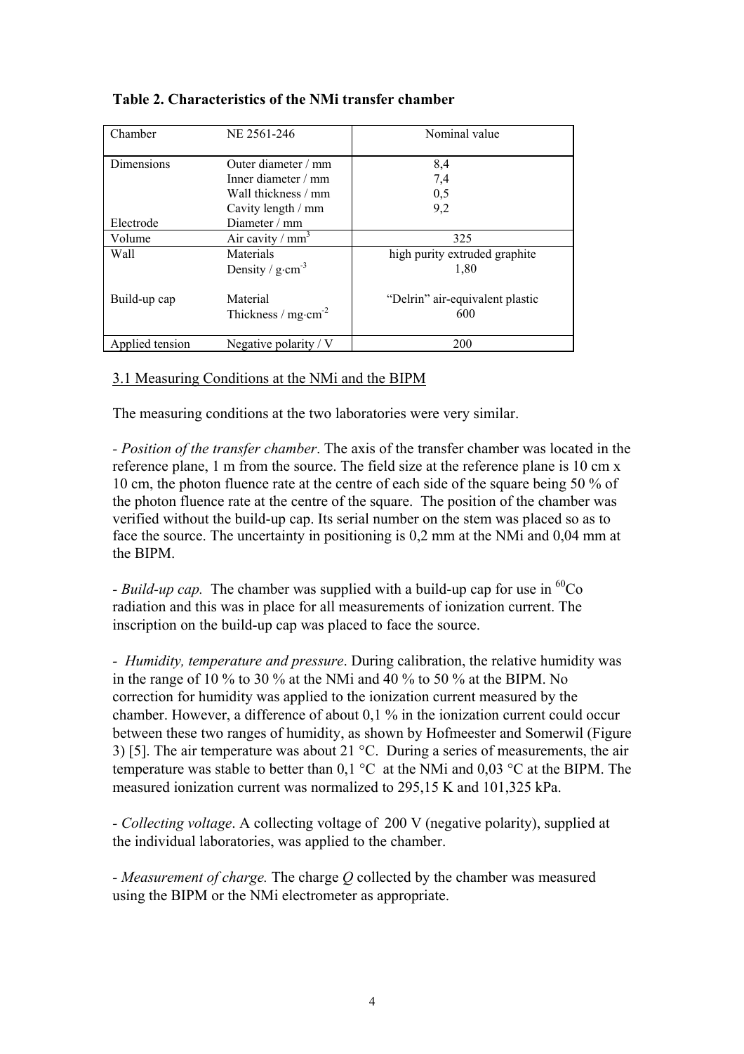**Table 2. Characteristics of the NMi transfer chamber**

| Chamber | NE 2561-246 | Nominal value |
|---|---|---|
| Dimensions | Outer diameter / mm | 8,4 |
| | Inner diameter / mm | 7,4 |
| | Wall thickness / mm | 0,5 |
| | Cavity length / mm | 9,2 |
| Electrode | Diameter / mm | |
| Volume | Air cavity / $mm^3$ | 325 |
| Wall | Materials | high purity extruded graphite |
| | Density / $g \cdot cm^{-3}$ | 1,80 |
| Build-up cap | Material | "Delrin" air-equivalent plastic |
| | Thickness / $mg \cdot cm^{-2}$ | 600 |
| Applied tension | Negative polarity / V | 200 |

## 3.1 Measuring Conditions at the NMi and the BIPM

The measuring conditions at the two laboratories were very similar.

- *Position of the transfer chamber*. The axis of the transfer chamber was located in the reference plane, 1 m from the source. The field size at the reference plane is 10 cm x 10 cm, the photon fluence rate at the centre of each side of the square being 50 % of the photon fluence rate at the centre of the square. The position of the chamber was verified without the build-up cap. Its serial number on the stem was placed so as to face the source. The uncertainty in positioning is 0,2 mm at the NMi and 0,04 mm at the BIPM.

- *Build-up cap.* The chamber was supplied with a build-up cap for use in $^{60}Co$ radiation and this was in place for all measurements of ionization current. The inscription on the build-up cap was placed to face the source.

- *Humidity, temperature and pressure*. During calibration, the relative humidity was in the range of 10 % to 30 % at the NMi and 40 % to 50 % at the BIPM. No correction for humidity was applied to the ionization current measured by the chamber. However, a difference of about 0,1 % in the ionization current could occur between these two ranges of humidity, as shown by Hofmeester and Somerwil (Figure 3) [5]. The air temperature was about 21 °C. During a series of measurements, the air temperature was stable to better than 0,1 °C at the NMi and 0,03 °C at the BIPM. The measured ionization current was normalized to 295,15 K and 101,325 kPa.

- *Collecting voltage*. A collecting voltage of 200 V (negative polarity), supplied at the individual laboratories, was applied to the chamber.

- *Measurement of charge.* The charge $Q$ collected by the chamber was measured using the BIPM or the NMi electrometer as appropriate.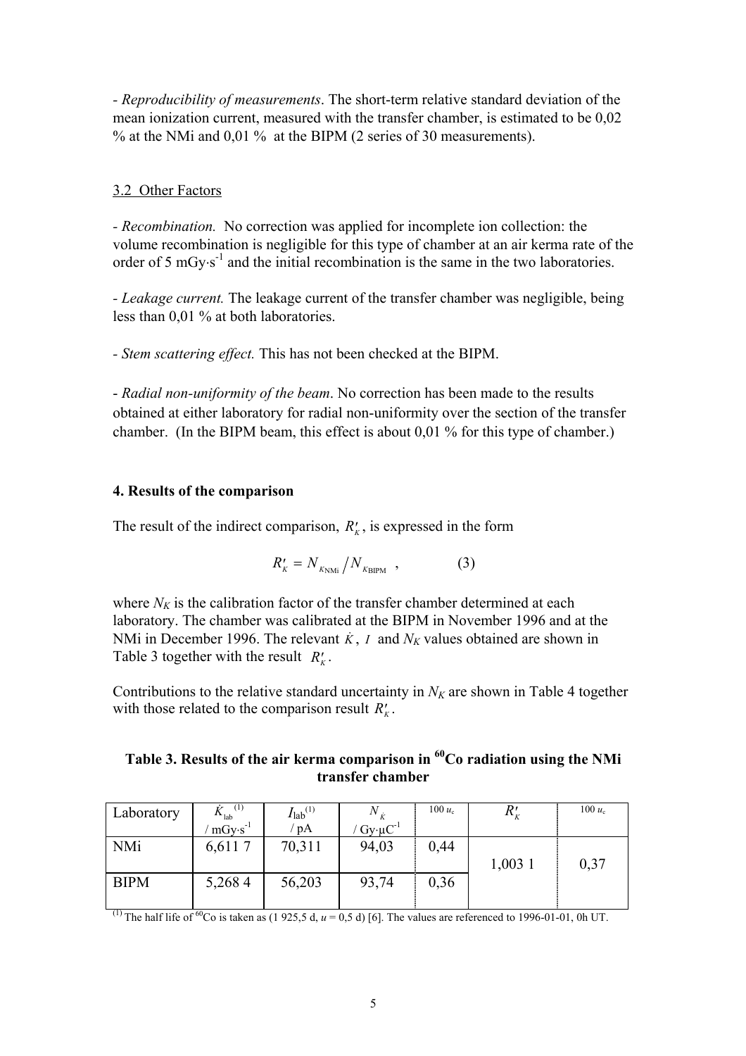- *Reproducibility of measurements*. The short-term relative standard deviation of the mean ionization current, measured with the transfer chamber, is estimated to be 0,02 % at the NMi and 0,01 % at the BIPM (2 series of 30 measurements).

### 3.2 Other Factors

- *Recombination.* No correction was applied for incomplete ion collection: the volume recombination is negligible for this type of chamber at an air kerma rate of the order of 5 mGy·s$^{-1}$ and the initial recombination is the same in the two laboratories.

- *Leakage current.* The leakage current of the transfer chamber was negligible, being less than 0,01 % at both laboratories.

- *Stem scattering effect.* This has not been checked at the BIPM.

- *Radial non-uniformity of the beam*. No correction has been made to the results obtained at either laboratory for radial non-uniformity over the section of the transfer chamber. (In the BIPM beam, this effect is about 0,01 % for this type of chamber.)

## 4. Results of the comparison

The result of the indirect comparison, $R'_K$, is expressed in the form

$$R'_K = N_{K\text{NMi}} / N_{K\text{BIPM}} \quad , \qquad (3)$$

where $N_K$ is the calibration factor of the transfer chamber determined at each laboratory. The chamber was calibrated at the BIPM in November 1996 and at the NMi in December 1996. The relevant $\dot{K}$, $I$ and $N_K$ values obtained are shown in Table 3 together with the result $R'_K$.

Contributions to the relative standard uncertainty in $N_K$ are shown in Table 4 together with those related to the comparison result $R'_K$.

**Table 3. Results of the air kerma comparison in $^{60}$Co radiation using the NMi transfer chamber**

| Laboratory | $\dot{K}_{\text{lab}}$ $^{(1)}$ / mGy·s$^{-1}$ | $I_{\text{lab}}$ $^{(1)}$ / pA | $N_K$ / Gy·µC$^{-1}$ | $100\,u_c$ | $R'_K$ | $100\,u_c$ |
|---|---|---|---|---|---|---|
| NMi | 6,611 7 | 70,311 | 94,03 | 0,44 | 1,003 1 | 0,37 |
| BIPM | 5,268 4 | 56,203 | 93,74 | 0,36 | | |

(1) The half life of $^{60}$Co is taken as (1 925,5 d, $u$ = 0,5 d) [6]. The values are referenced to 1996-01-01, 0h UT.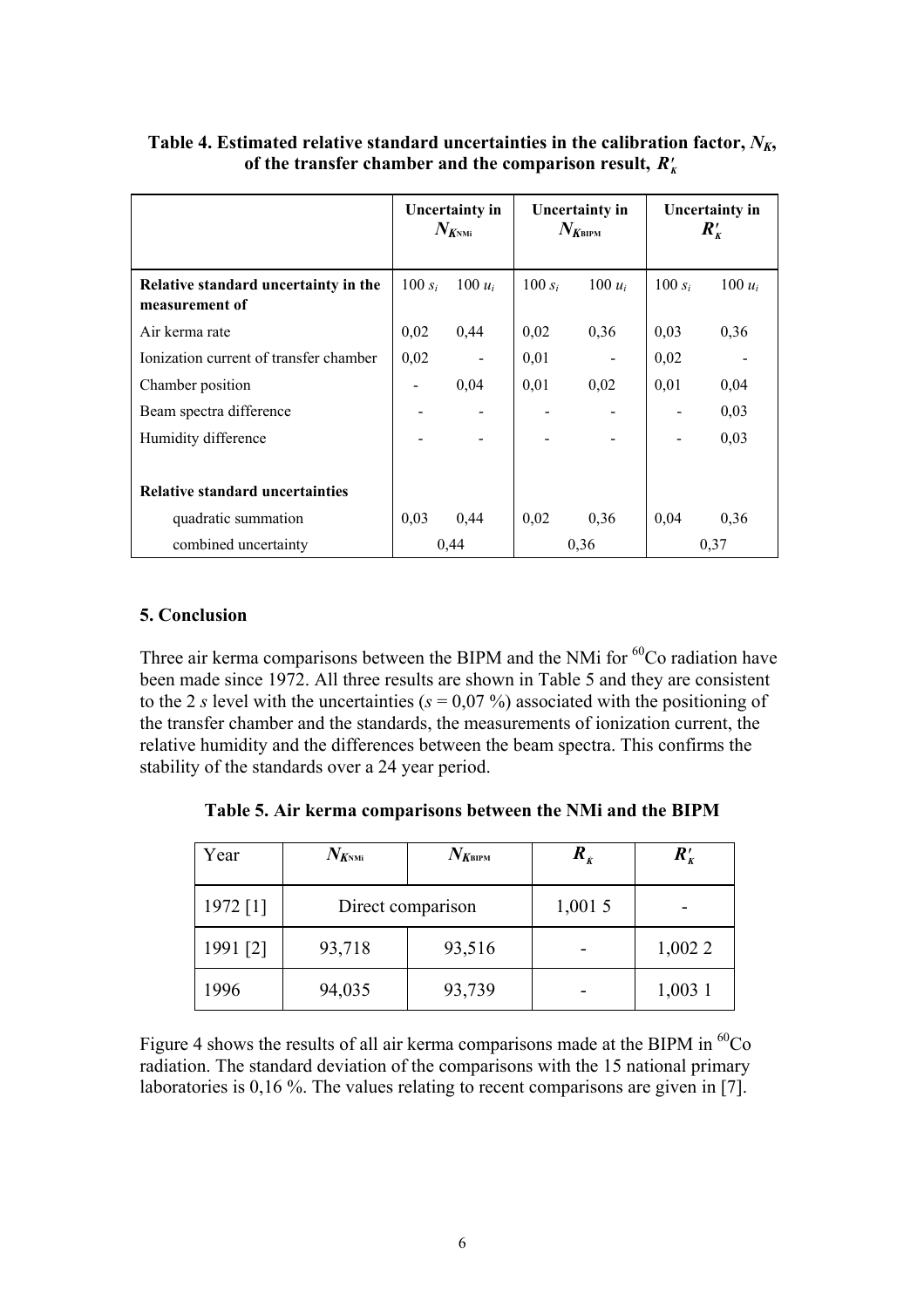**Table 4. Estimated relative standard uncertainties in the calibration factor, $N_K$, of the transfer chamber and the comparison result, $R'_K$**

| | Uncertainty in $N_{K\text{NMi}}$ | | Uncertainty in $N_{K\text{BIPM}}$ | | Uncertainty in $R'_K$ | |
|---|---|---|---|---|---|---|
| **Relative standard uncertainty in the measurement of** | $100\ s_i$ | $100\ u_i$ | $100\ s_i$ | $100\ u_i$ | $100\ s_i$ | $100\ u_i$ |
| Air kerma rate | 0,02 | 0,44 | 0,02 | 0,36 | 0,03 | 0,36 |
| Ionization current of transfer chamber | 0,02 | - | 0,01 | - | 0,02 | - |
| Chamber position | - | 0,04 | 0,01 | 0,02 | 0,01 | 0,04 |
| Beam spectra difference | - | - | - | - | - | 0,03 |
| Humidity difference | - | - | - | - | - | 0,03 |
| **Relative standard uncertainties** | | | | | | |
| quadratic summation | 0,03 | 0,44 | 0,02 | 0,36 | 0,04 | 0,36 |
| combined uncertainty | 0,44 | | 0,36 | | 0,37 | |

## 5. Conclusion

Three air kerma comparisons between the BIPM and the NMi for $^{60}$Co radiation have been made since 1972. All three results are shown in Table 5 and they are consistent to the 2 $s$ level with the uncertainties ($s$ = 0,07 %) associated with the positioning of the transfer chamber and the standards, the measurements of ionization current, the relative humidity and the differences between the beam spectra. This confirms the stability of the standards over a 24 year period.

**Table 5. Air kerma comparisons between the NMi and the BIPM**

| Year | $N_{K\text{NMi}}$ | $N_{K\text{BIPM}}$ | $R_K$ | $R'_K$ |
|---|---|---|---|---|
| 1972 [1] | Direct comparison | | 1,001 5 | - |
| 1991 [2] | 93,718 | 93,516 | - | 1,002 2 |
| 1996 | 94,035 | 93,739 | - | 1,003 1 |

Figure 4 shows the results of all air kerma comparisons made at the BIPM in $^{60}$Co radiation. The standard deviation of the comparisons with the 15 national primary laboratories is 0,16 %. The values relating to recent comparisons are given in [7].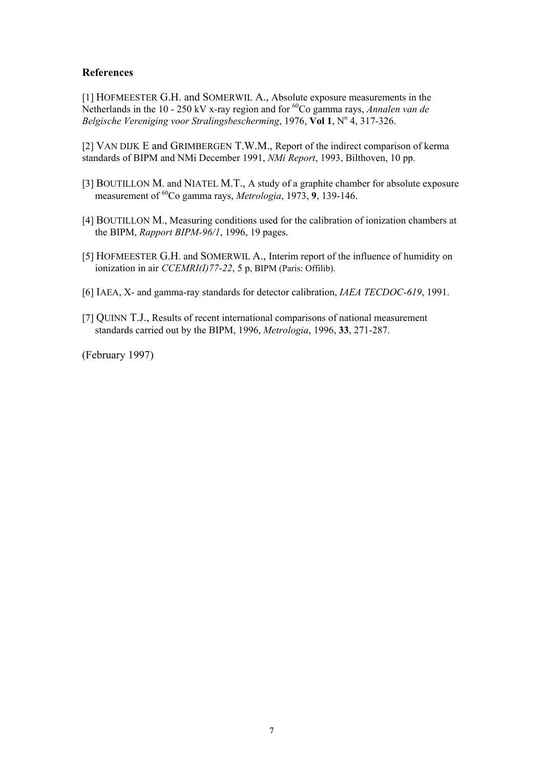## References

[1] HOFMEESTER G.H. and SOMERWIL A., Absolute exposure measurements in the Netherlands in the 10 - 250 kV x-ray region and for $^{60}$Co gamma rays, *Annalen van de Belgische Vereniging voor Stralingsbescherming*, 1976, **Vol 1**, N° 4, 317-326.

[2] VAN DIJK E and GRIMBERGEN T.W.M., Report of the indirect comparison of kerma standards of BIPM and NMi December 1991, *NMi Report*, 1993, Bilthoven, 10 pp.

[3] BOUTILLON M. and NIATEL M.T., A study of a graphite chamber for absolute exposure measurement of $^{60}$Co gamma rays, *Metrologia*, 1973, **9**, 139-146.

[4] BOUTILLON M., Measuring conditions used for the calibration of ionization chambers at the BIPM, *Rapport BIPM-96/1*, 1996, 19 pages.

[5] HOFMEESTER G.H. and SOMERWIL A., Interim report of the influence of humidity on ionization in air *CCEMRI(I)77-22*, 5 p, BIPM (Paris: Offilib).

[6] IAEA, X- and gamma-ray standards for detector calibration, *IAEA TECDOC-619*, 1991.

[7] QUINN T.J., Results of recent international comparisons of national measurement standards carried out by the BIPM, 1996, *Metrologia*, 1996, **33**, 271-287.

(February 1997)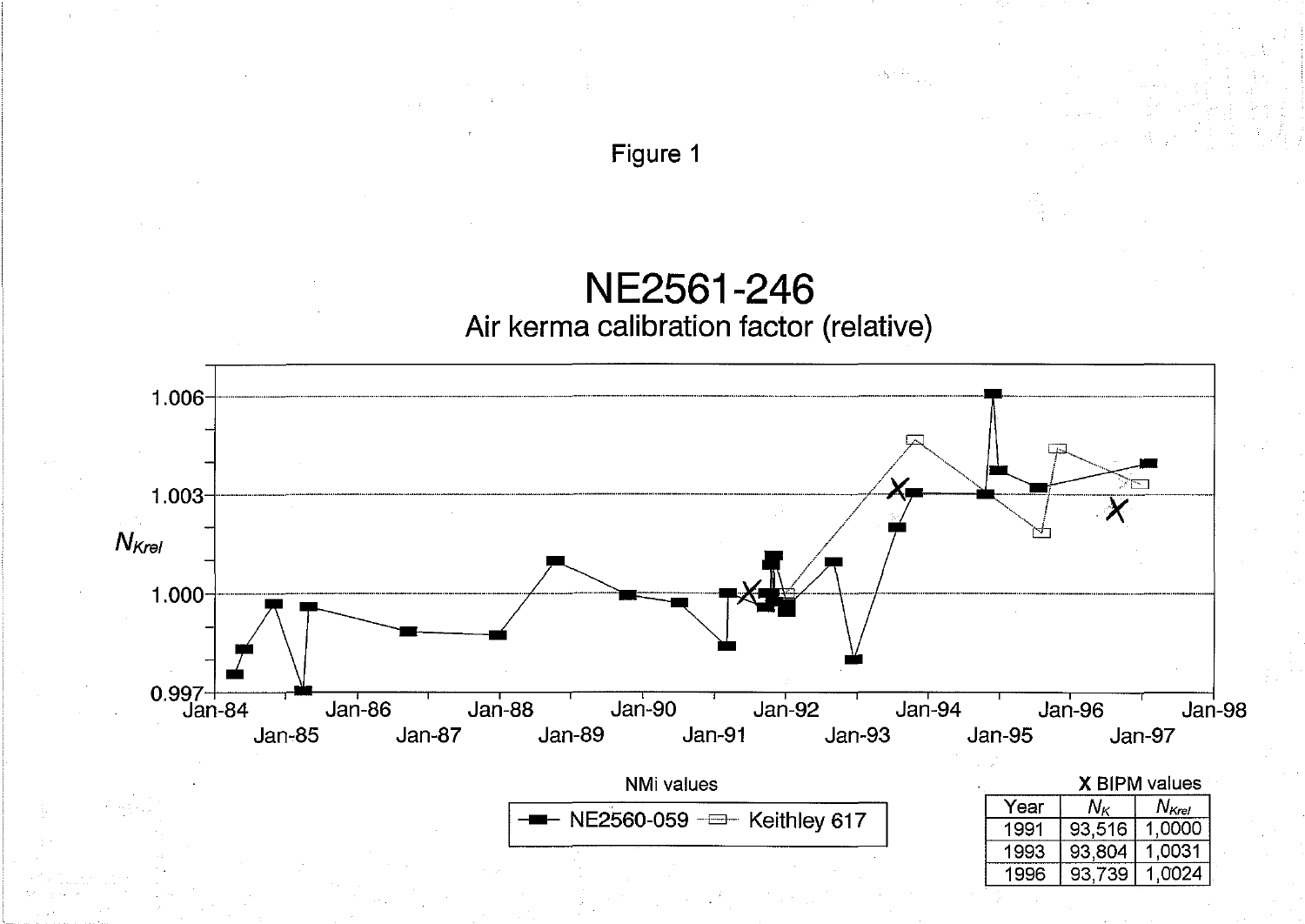Figure 1

# NE2561-246

Air kerma calibration factor (relative)

$N_{Krel}$

NMi values

NE2560-059 — Keithley 617

**X** BIPM values

| Year | $N_K$ | $N_{Krel}$ |
|---|---|---|
| 1991 | 93,516 | 1,0000 |
| 1993 | 93,804 | 1,0031 |
| 1996 | 93,739 | 1,0024 |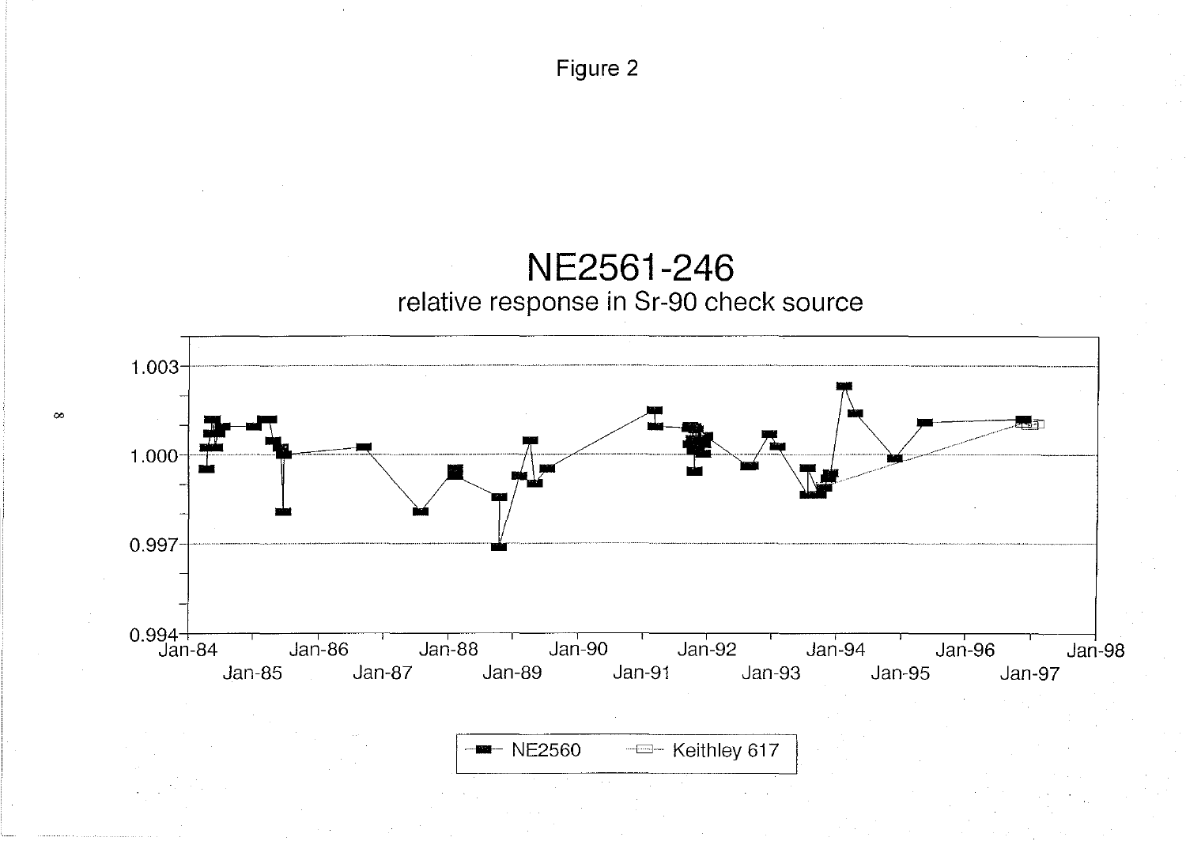Figure 2

# NE2561-246

relative response in Sr-90 check source

NE2560 — Keithley 617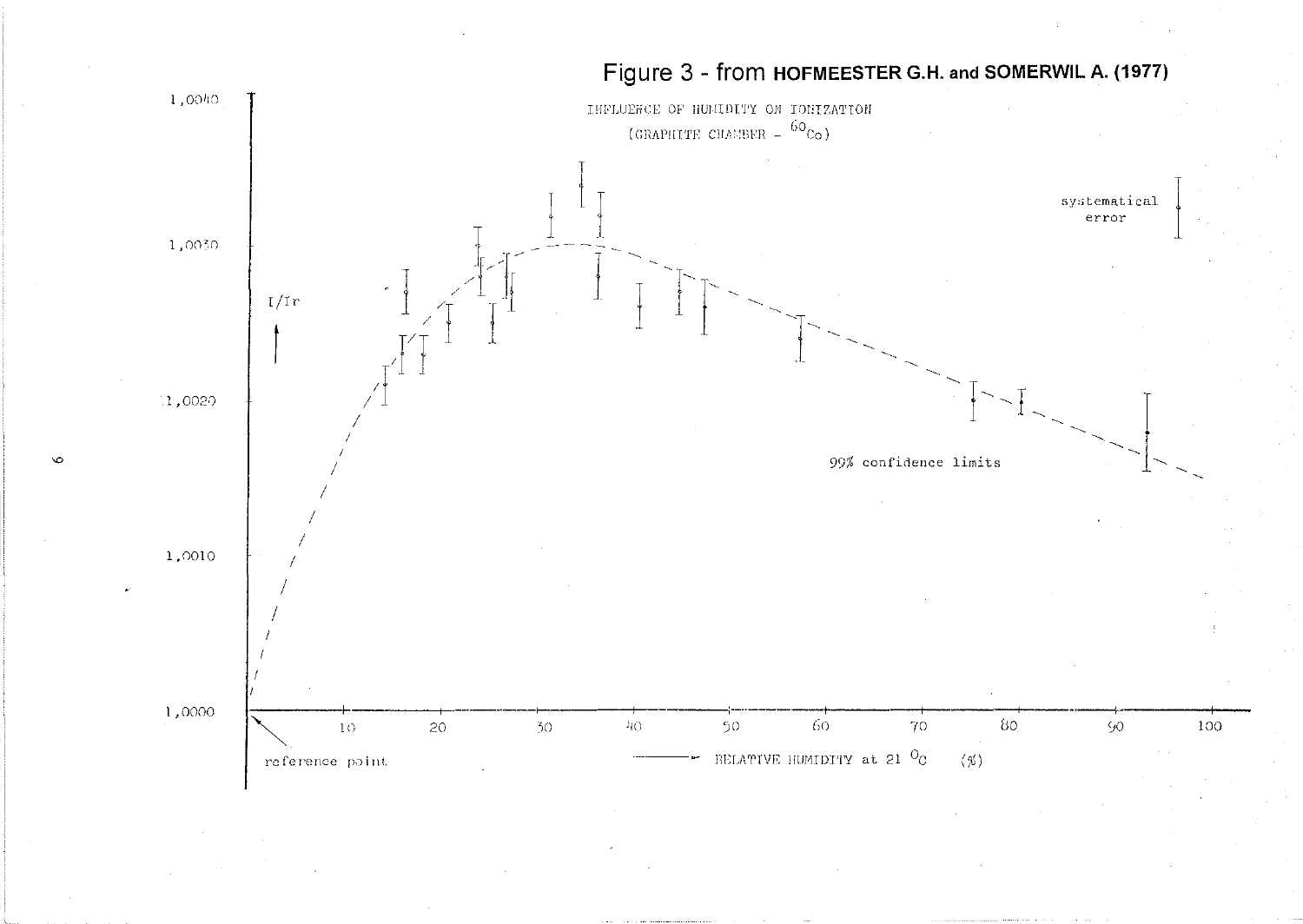# Figure 3 - from HOFMEESTER G.H. and SOMERWIL A. (1977)

INFLUENCE OF HUMIDITY ON IONIZATION

(GRAPHITE CHAMBER - $^{60}$Co)

systematical error

$I/I_r$

99% confidence limits

reference point

RELATIVE HUMIDITY at 21 °C (%)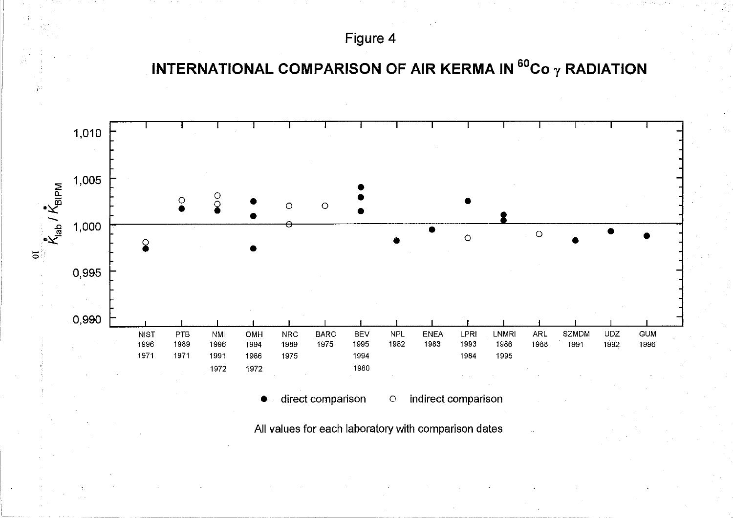Figure 4

# INTERNATIONAL COMPARISON OF AIR KERMA IN $^{60}$Co γ RADIATION

$\dot{K}_{lab} / \dot{K}_{BIPM}$

1,010

1,005

1,000

0,995

0,990

NIST 1996 1971

PTB 1989 1971

NMi 1996 1991 1972

OMH 1994 1986 1972

NRC 1989 1975

BARC 1975

BEV 1995 1994 1980

NPL 1982

ENEA 1983

LPRI 1993 1984

LNMRI 1986 1995

ARL 1988

SZMDM 1991

UDZ 1992

GUM 1996

● direct comparison ○ indirect comparison

All values for each laboratory with comparison dates